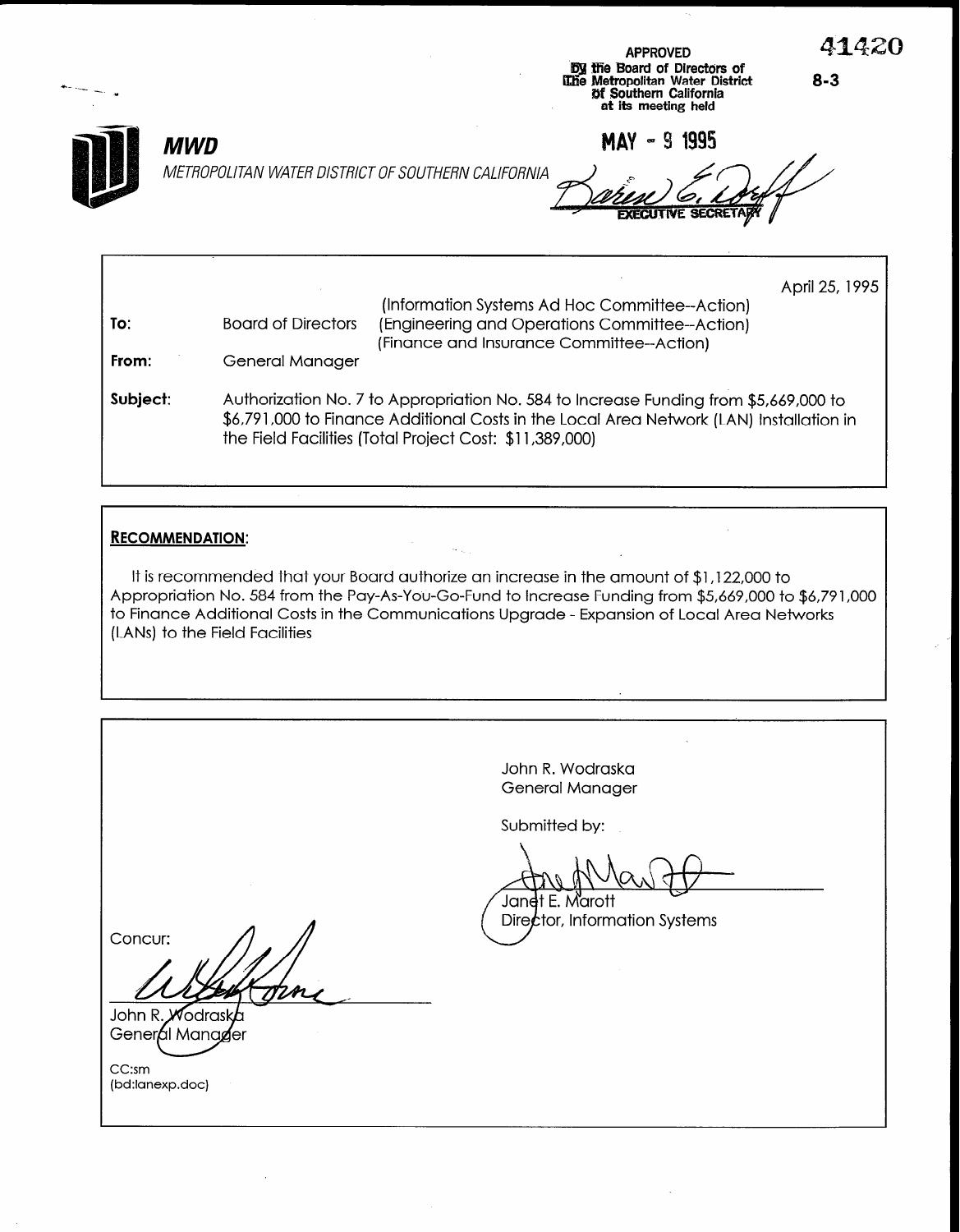APPROVED
By the Board of Directors of
The Metropolitan Water District
of Southern California
at its meeting held

MAY - 9 1995

EXECUTIVE SECRETARY

41420

8-3

**MWD**

*METROPOLITAN WATER DISTRICT OF SOUTHERN CALIFORNIA*

April 25, 1995

(Information Systems Ad Hoc Committee--Action)

**To:** Board of Directors (Engineering and Operations Committee--Action)
(Finance and Insurance Committee--Action)

**From:** General Manager

**Subject:** Authorization No. 7 to Appropriation No. 584 to Increase Funding from $5,669,000 to $6,791,000 to Finance Additional Costs in the Local Area Network (LAN) Installation in the Field Facilities (Total Project Cost: $11,389,000)

**RECOMMENDATION:**

It is recommended that your Board authorize an increase in the amount of $1,122,000 to Appropriation No. 584 from the Pay-As-You-Go-Fund to Increase Funding from $5,669,000 to $6,791,000 to Finance Additional Costs in the Communications Upgrade - Expansion of Local Area Networks (LANs) to the Field Facilities

John R. Wodraska
General Manager

Submitted by:

Janet E. Marott
Director, Information Systems

Concur:

John R. Wodraska
General Manager

CC:sm
(bd:lanexp.doc)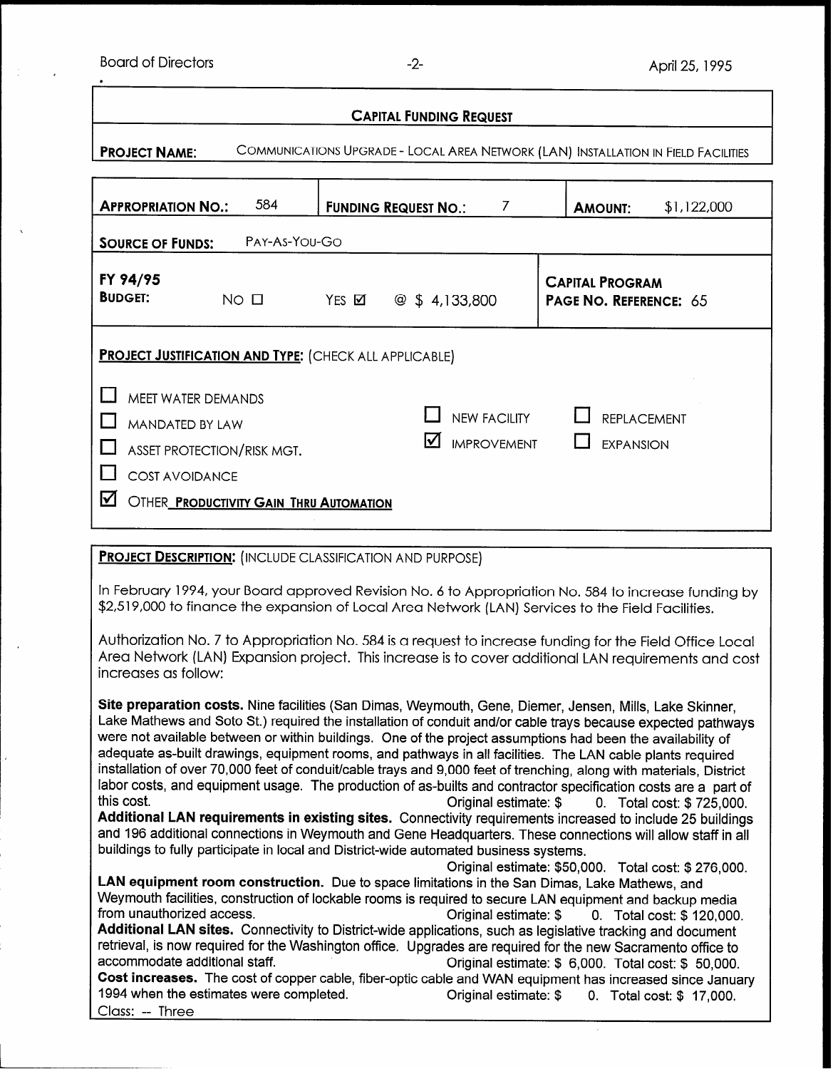## CAPITAL FUNDING REQUEST

**PROJECT NAME:** COMMUNICATIONS UPGRADE - LOCAL AREA NETWORK (LAN) INSTALLATION IN FIELD FACILITIES

| **APPROPRIATION NO.:** 584 | **FUNDING REQUEST NO.:** 7 | **AMOUNT:** $1,122,000 |
|---|---|---|

**SOURCE OF FUNDS:** PAY-AS-YOU-GO

| **FY 94/95 BUDGET:** NO ☐ YES ☑ @ $ 4,133,800 | **CAPITAL PROGRAM PAGE NO. REFERENCE:** 65 |
|---|---|

**PROJECT JUSTIFICATION AND TYPE:** (CHECK ALL APPLICABLE)

- ☐ MEET WATER DEMANDS
- ☐ MANDATED BY LAW
- ☐ ASSET PROTECTION/RISK MGT.
- ☐ COST AVOIDANCE
- ☑ OTHER **PRODUCTIVITY GAIN THRU AUTOMATION**

- ☐ NEW FACILITY
- ☑ IMPROVEMENT
- ☐ REPLACEMENT
- ☐ EXPANSION

**PROJECT DESCRIPTION:** (INCLUDE CLASSIFICATION AND PURPOSE)

In February 1994, your Board approved Revision No. 6 to Appropriation No. 584 to increase funding by $2,519,000 to finance the expansion of Local Area Network (LAN) Services to the Field Facilities.

Authorization No. 7 to Appropriation No. 584 is a request to increase funding for the Field Office Local Area Network (LAN) Expansion project. This increase is to cover additional LAN requirements and cost increases as follow:

**Site preparation costs.** Nine facilities (San Dimas, Weymouth, Gene, Diemer, Jensen, Mills, Lake Skinner, Lake Mathews and Soto St.) required the installation of conduit and/or cable trays because expected pathways were not available between or within buildings. One of the project assumptions had been the availability of adequate as-built drawings, equipment rooms, and pathways in all facilities. The LAN cable plants required installation of over 70,000 feet of conduit/cable trays and 9,000 feet of trenching, along with materials, District labor costs, and equipment usage. The production of as-builts and contractor specification costs are a part of this cost. Original estimate: $ 0. Total cost: $ 725,000.

**Additional LAN requirements in existing sites.** Connectivity requirements increased to include 25 buildings and 196 additional connections in Weymouth and Gene Headquarters. These connections will allow staff in all buildings to fully participate in local and District-wide automated business systems. Original estimate: $50,000. Total cost: $ 276,000.

**LAN equipment room construction.** Due to space limitations in the San Dimas, Lake Mathews, and Weymouth facilities, construction of lockable rooms is required to secure LAN equipment and backup media from unauthorized access. Original estimate: $ 0. Total cost: $ 120,000.

**Additional LAN sites.** Connectivity to District-wide applications, such as legislative tracking and document retrieval, is now required for the Washington office. Upgrades are required for the new Sacramento office to accommodate additional staff. Original estimate: $ 6,000. Total cost: $ 50,000.

**Cost increases.** The cost of copper cable, fiber-optic cable and WAN equipment has increased since January 1994 when the estimates were completed. Original estimate: $ 0. Total cost: $ 17,000.

Class: -- Three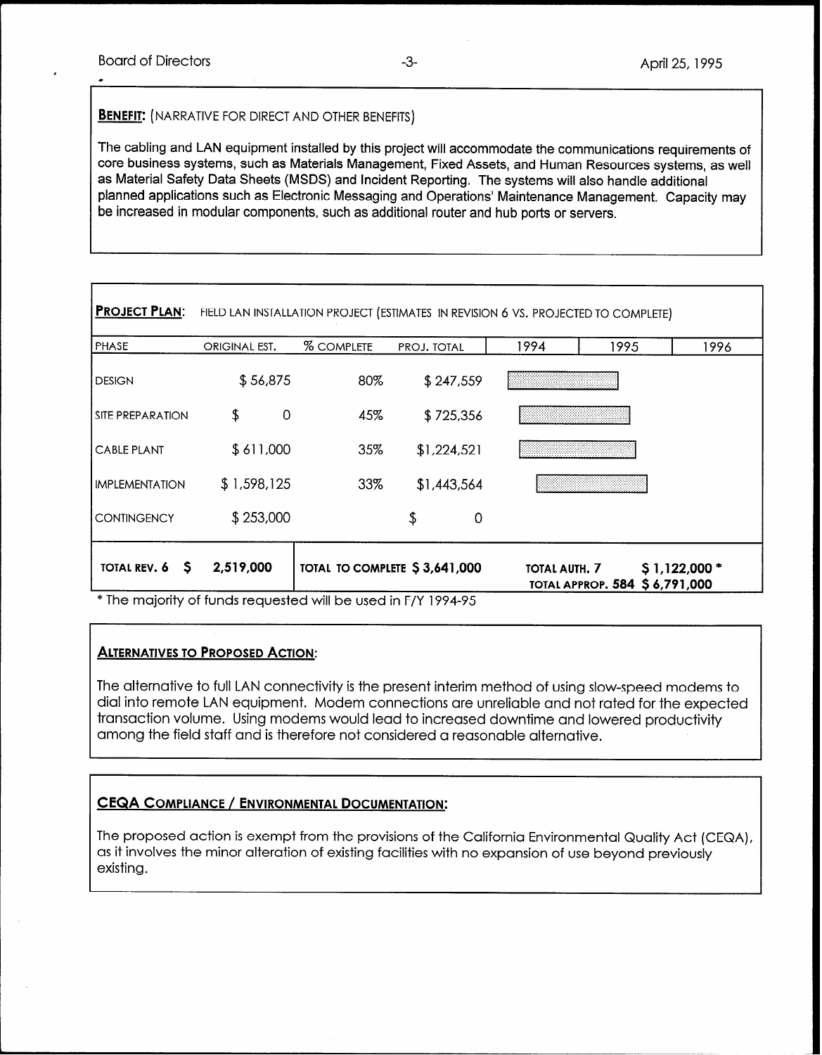**BENEFIT:** (NARRATIVE FOR DIRECT AND OTHER BENEFITS)

The cabling and LAN equipment installed by this project will accommodate the communications requirements of core business systems, such as Materials Management, Fixed Assets, and Human Resources systems, as well as Material Safety Data Sheets (MSDS) and Incident Reporting. The systems will also handle additional planned applications such as Electronic Messaging and Operations' Maintenance Management. Capacity may be increased in modular components, such as additional router and hub ports or servers.

**PROJECT PLAN**: FIELD LAN INSTALLATION PROJECT (ESTIMATES IN REVISION 6 VS. PROJECTED TO COMPLETE)

| PHASE | ORIGINAL EST. | % COMPLETE | PROJ. TOTAL | 1994 | 1995 | 1996 |
|---|---|---|---|---|---|---|
| DESIGN | $ 56,875 | 80% | $ 247,559 | | | |
| SITE PREPARATION | $ 0 | 45% | $ 725,356 | | | |
| CABLE PLANT | $ 611,000 | 35% | $1,224,521 | | | |
| IMPLEMENTATION | $ 1,598,125 | 33% | $1,443,564 | | | |
| CONTINGENCY | $ 253,000 | | $ 0 | | | |
| **TOTAL REV. 6 $** | **2,519,000** | **TOTAL TO COMPLETE $ 3,641,000** | | **TOTAL AUTH. 7** | **$ 1,122,000 \*** | |
| | | | | **TOTAL APPROP. 584** | **$ 6,791,000** | |

\* The majority of funds requested will be used in F/Y 1994-95

**ALTERNATIVES TO PROPOSED ACTION:**

The alternative to full LAN connectivity is the present interim method of using slow-speed modems to dial into remote LAN equipment. Modem connections are unreliable and not rated for the expected transaction volume. Using modems would lead to increased downtime and lowered productivity among the field staff and is therefore not considered a reasonable alternative.

**CEQA COMPLIANCE / ENVIRONMENTAL DOCUMENTATION:**

The proposed action is exempt from the provisions of the California Environmental Quality Act (CEQA), as it involves the minor alteration of existing facilities with no expansion of use beyond previously existing.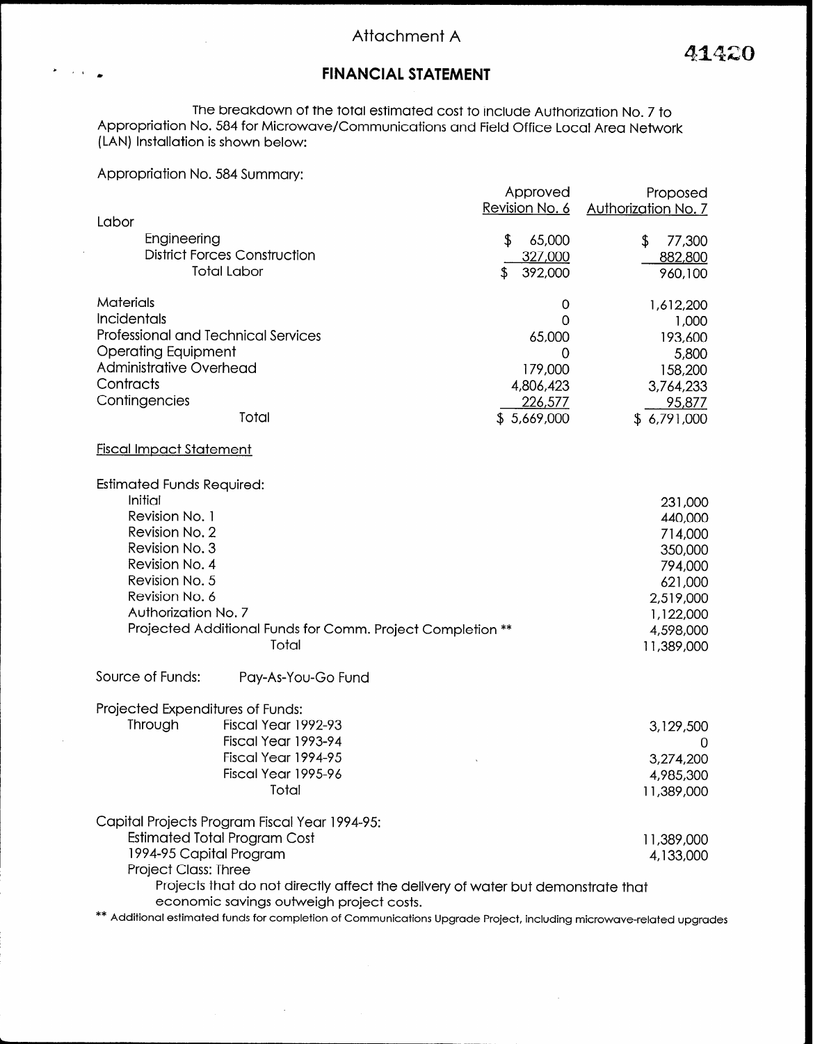Attachment A

41420

## FINANCIAL STATEMENT

The breakdown of the total estimated cost to include Authorization No. 7 to Appropriation No. 584 for Microwave/Communications and Field Office Local Area Network (LAN) Installation is shown below:

Appropriation No. 584 Summary:

| | Approved Revision No. 6 | Proposed Authorization No. 7 |
|---|---|---|
| Labor | | |
| Engineering | $ 65,000 | $ 77,300 |
| District Forces Construction | 327,000 | 882,800 |
| Total Labor | $ 392,000 | 960,100 |
| Materials | 0 | 1,612,200 |
| Incidentals | 0 | 1,000 |
| Professional and Technical Services | 65,000 | 193,600 |
| Operating Equipment | 0 | 5,800 |
| Administrative Overhead | 179,000 | 158,200 |
| Contracts | 4,806,423 | 3,764,233 |
| Contingencies | 226,577 | 95,877 |
| Total | $ 5,669,000 | $ 6,791,000 |

Fiscal Impact Statement

| | |
|---|---|
| Estimated Funds Required: | |
| Initial | 231,000 |
| Revision No. 1 | 440,000 |
| Revision No. 2 | 714,000 |
| Revision No. 3 | 350,000 |
| Revision No. 4 | 794,000 |
| Revision No. 5 | 621,000 |
| Revision No. 6 | 2,519,000 |
| Authorization No. 7 | 1,122,000 |
| Projected Additional Funds for Comm. Project Completion ** | 4,598,000 |
| Total | 11,389,000 |

Source of Funds: Pay-As-You-Go Fund

| | |
|---|---|
| Projected Expenditures of Funds: | |
| Through Fiscal Year 1992-93 | 3,129,500 |
| Fiscal Year 1993-94 | 0 |
| Fiscal Year 1994-95 | 3,274,200 |
| Fiscal Year 1995-96 | 4,985,300 |
| Total | 11,389,000 |

| | |
|---|---|
| Capital Projects Program Fiscal Year 1994-95: | |
| Estimated Total Program Cost | 11,389,000 |
| 1994-95 Capital Program | 4,133,000 |

Project Class: Three

Projects that do not directly affect the delivery of water but demonstrate that economic savings outweigh project costs.

** Additional estimated funds for completion of Communications Upgrade Project, including microwave-related upgrades